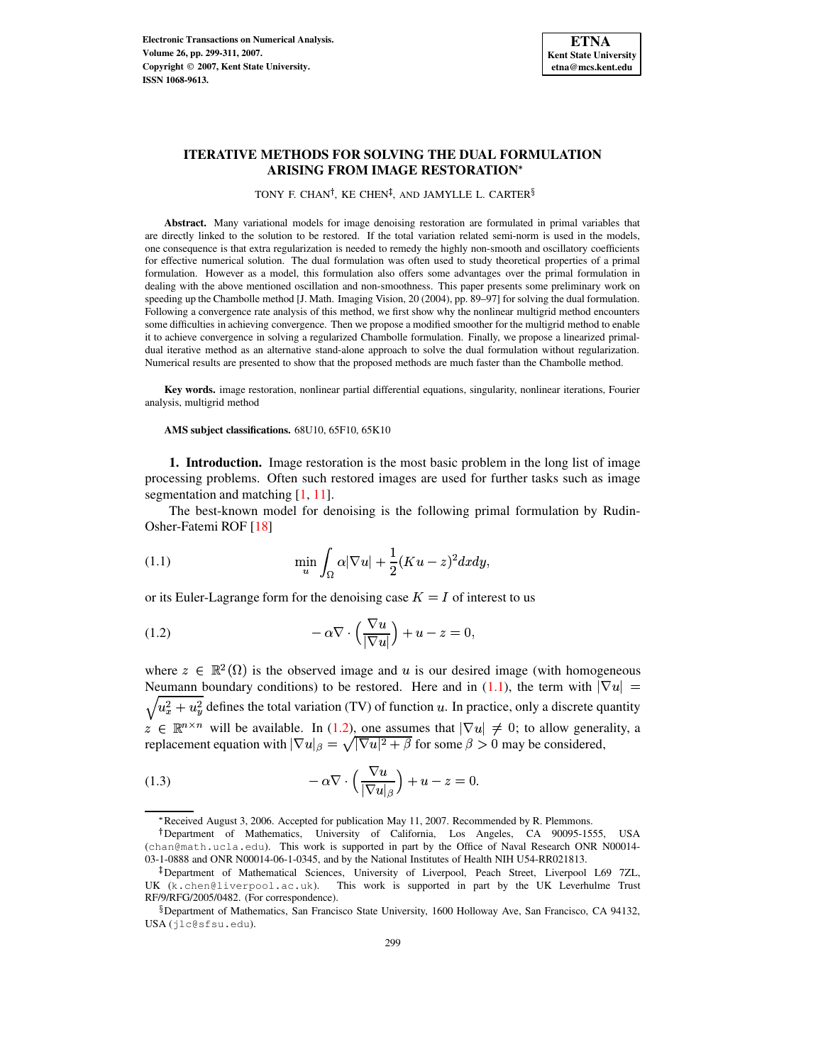# ITERATIVE METHODS FOR SOLVING THE DUAL FORMULATION ARISING FROM IMAGE RESTORATION*

TONY F. CHAN†, KE CHEN‡, AND JAMYLLE L. CARTER§

**Abstract.** Many variational models for image denoising restoration are formulated in primal variables that are directly linked to the solution to be restored. If the total variation related semi-norm is used in the models, one consequence is that extra regularization is needed to remedy the highly non-smooth and oscillatory coefficients for effective numerical solution. The dual formulation was often used to study theoretical properties of a primal formulation. However as a model, this formulation also offers some advantages over the primal formulation in dealing with the above mentioned oscillation and non-smoothness. This paper presents some preliminary work on speeding up the Chambolle method [J. Math. Imaging Vision, 20 (2004), pp. 89–97] for solving the dual formulation. Following a convergence rate analysis of this method, we first show why the nonlinear multigrid method encounters some difficulties in achieving convergence. Then we propose a modified smoother for the multigrid method to enable it to achieve convergence in solving a regularized Chambolle formulation. Finally, we propose a linearized primal-dual iterative method as an alternative stand-alone approach to solve the dual formulation without regularization. Numerical results are presented to show that the proposed methods are much faster than the Chambolle method.

**Key words.** image restoration, nonlinear partial differential equations, singularity, nonlinear iterations, Fourier analysis, multigrid method

**AMS subject classifications.** 68U10, 65F10, 65K10

**1. Introduction.** Image restoration is the most basic problem in the long list of image processing problems. Often such restored images are used for further tasks such as image segmentation and matching [1, 11].

The best-known model for denoising is the following primal formulation by Rudin-Osher-Fatemi ROF [18]

$$\min_u \int_\Omega \alpha|\nabla u| + \frac{1}{2}(Ku - z)^2 dxdy, \tag{1.1}$$

or its Euler-Lagrange form for the denoising case $K = I$ of interest to us

$$-\alpha\nabla \cdot \left(\frac{\nabla u}{|\nabla u|}\right) + u - z = 0, \tag{1.2}$$

where $z \in \mathbb{R}^2(\Omega)$ is the observed image and $u$ is our desired image (with homogeneous Neumann boundary conditions) to be restored. Here and in (1.1), the term with $|\nabla u| = \sqrt{u_x^2 + u_y^2}$ defines the total variation (TV) of function $u$. In practice, only a discrete quantity $z \in \mathbb{R}^{n\times n}$ will be available. In (1.2), one assumes that $|\nabla u| \neq 0$; to allow generality, a replacement equation with $|\nabla u|_\beta = \sqrt{|\nabla u|^2 + \beta}$ for some $\beta > 0$ may be considered,

$$-\alpha\nabla \cdot \left(\frac{\nabla u}{|\nabla u|_\beta}\right) + u - z = 0. \tag{1.3}$$

---

*Received August 3, 2006. Accepted for publication May 11, 2007. Recommended by R. Plemmons.

†Department of Mathematics, University of California, Los Angeles, CA 90095-1555, USA (chan@math.ucla.edu). This work is supported in part by the Office of Naval Research ONR N00014-03-1-0888 and ONR N00014-06-1-0345, and by the National Institutes of Health NIH U54-RR021813.

‡Department of Mathematical Sciences, University of Liverpool, Peach Street, Liverpool L69 7ZL, UK (k.chen@liverpool.ac.uk). This work is supported in part by the UK Leverhulme Trust RF/9/RFG/2005/0482. (For correspondence).

§Department of Mathematics, San Francisco State University, 1600 Holloway Ave, San Francisco, CA 94132, USA (jlc@sfsu.edu).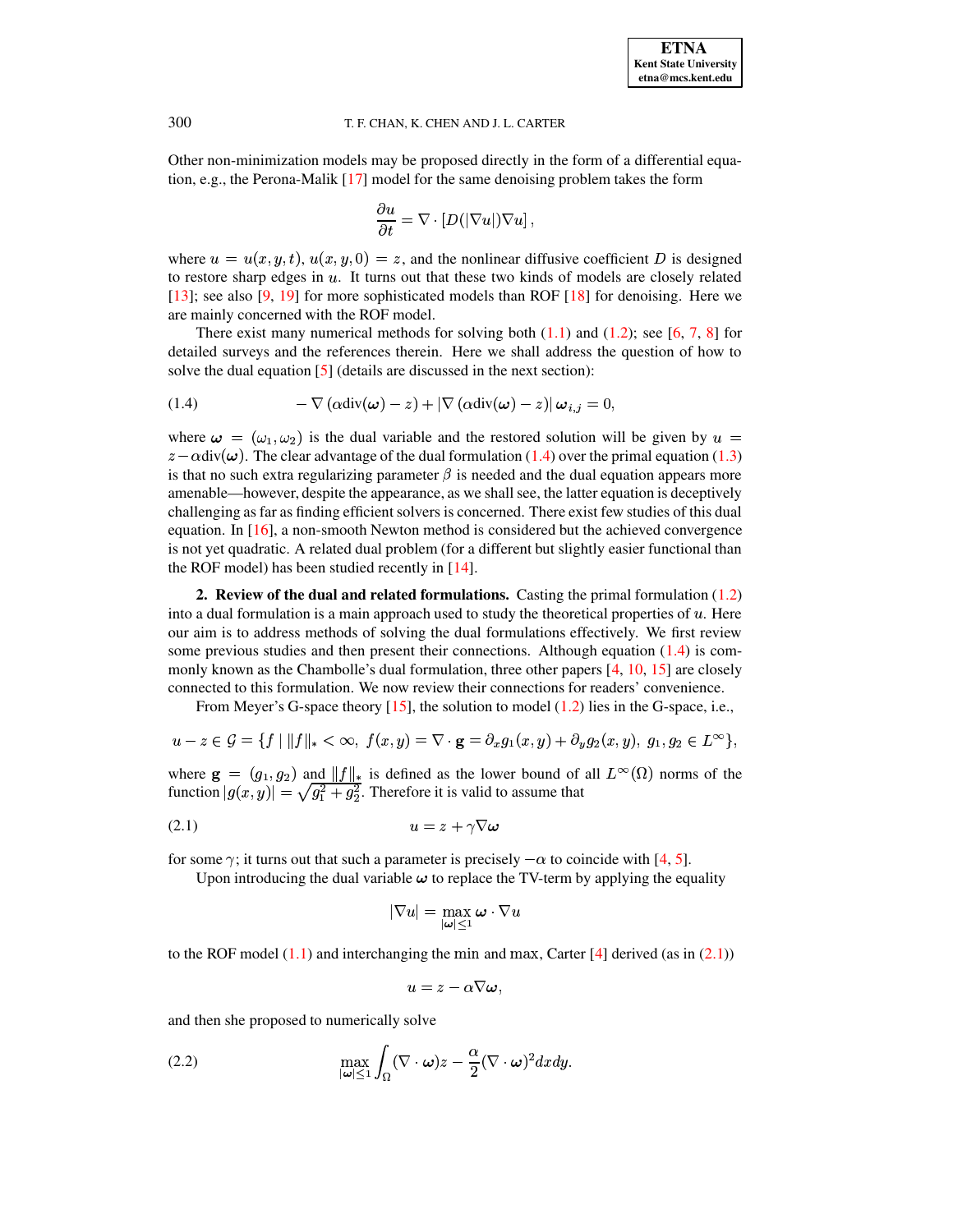Other non-minimization models may be proposed directly in the form of a differential equation, e.g., the Perona-Malik [17] model for the same denoising problem takes the form

$$\frac{\partial u}{\partial t} = \nabla \cdot [D(|\nabla u|)\nabla u],$$

where $u = u(x, y, t)$, $u(x, y, 0) = z$, and the nonlinear diffusive coefficient $D$ is designed to restore sharp edges in $u$. It turns out that these two kinds of models are closely related [13]; see also [9, 19] for more sophisticated models than ROF [18] for denoising. Here we are mainly concerned with the ROF model.

There exist many numerical methods for solving both (1.1) and (1.2); see [6, 7, 8] for detailed surveys and the references therein. Here we shall address the question of how to solve the dual equation [5] (details are discussed in the next section):

$$-\nabla\left(\alpha \mathrm{div}(\boldsymbol{\omega}) - z\right) + \left|\nabla\left(\alpha \mathrm{div}(\boldsymbol{\omega}) - z\right)\right| \boldsymbol{\omega}_{i,j} = 0, \tag{1.4}$$

where $\boldsymbol{\omega} = (\omega_1, \omega_2)$ is the dual variable and the restored solution will be given by $u = z - \alpha \mathrm{div}(\boldsymbol{\omega})$. The clear advantage of the dual formulation (1.4) over the primal equation (1.3) is that no such extra regularizing parameter $\beta$ is needed and the dual equation appears more amenable—however, despite the appearance, as we shall see, the latter equation is deceptively challenging as far as finding efficient solvers is concerned. There exist few studies of this dual equation. In [16], a non-smooth Newton method is considered but the achieved convergence is not yet quadratic. A related dual problem (for a different but slightly easier functional than the ROF model) has been studied recently in [14].

## 2. Review of the dual and related formulations.

Casting the primal formulation (1.2) into a dual formulation is a main approach used to study the theoretical properties of $u$. Here our aim is to address methods of solving the dual formulations effectively. We first review some previous studies and then present their connections. Although equation (1.4) is commonly known as the Chambolle's dual formulation, three other papers [4, 10, 15] are closely connected to this formulation. We now review their connections for readers' convenience.

From Meyer's G-space theory [15], the solution to model (1.2) lies in the G-space, i.e.,

$$u - z \in \mathcal{G} = \{f \mid \|f\|_* < \infty,\ f(x,y) = \nabla \cdot \mathbf{g} = \partial_x g_1(x,y) + \partial_y g_2(x,y),\ g_1, g_2 \in L^\infty\},$$

where $\mathbf{g} = (g_1, g_2)$ and $\|f\|_*$ is defined as the lower bound of all $L^\infty(\Omega)$ norms of the function $|g(x,y)| = \sqrt{g_1^2 + g_2^2}$. Therefore it is valid to assume that

$$u = z + \gamma \nabla \boldsymbol{\omega} \tag{2.1}$$

for some $\gamma$; it turns out that such a parameter is precisely $-\alpha$ to coincide with [4, 5].

Upon introducing the dual variable $\boldsymbol{\omega}$ to replace the TV-term by applying the equality

$$|\nabla u| = \max_{|\boldsymbol{\omega}| \le 1} \boldsymbol{\omega} \cdot \nabla u$$

to the ROF model (1.1) and interchanging the min and max, Carter [4] derived (as in (2.1))

$$u = z - \alpha \nabla \boldsymbol{\omega},$$

and then she proposed to numerically solve

$$\max_{|\boldsymbol{\omega}| \le 1} \int_\Omega (\nabla \cdot \boldsymbol{\omega}) z - \frac{\alpha}{2} (\nabla \cdot \boldsymbol{\omega})^2 dx dy. \tag{2.2}$$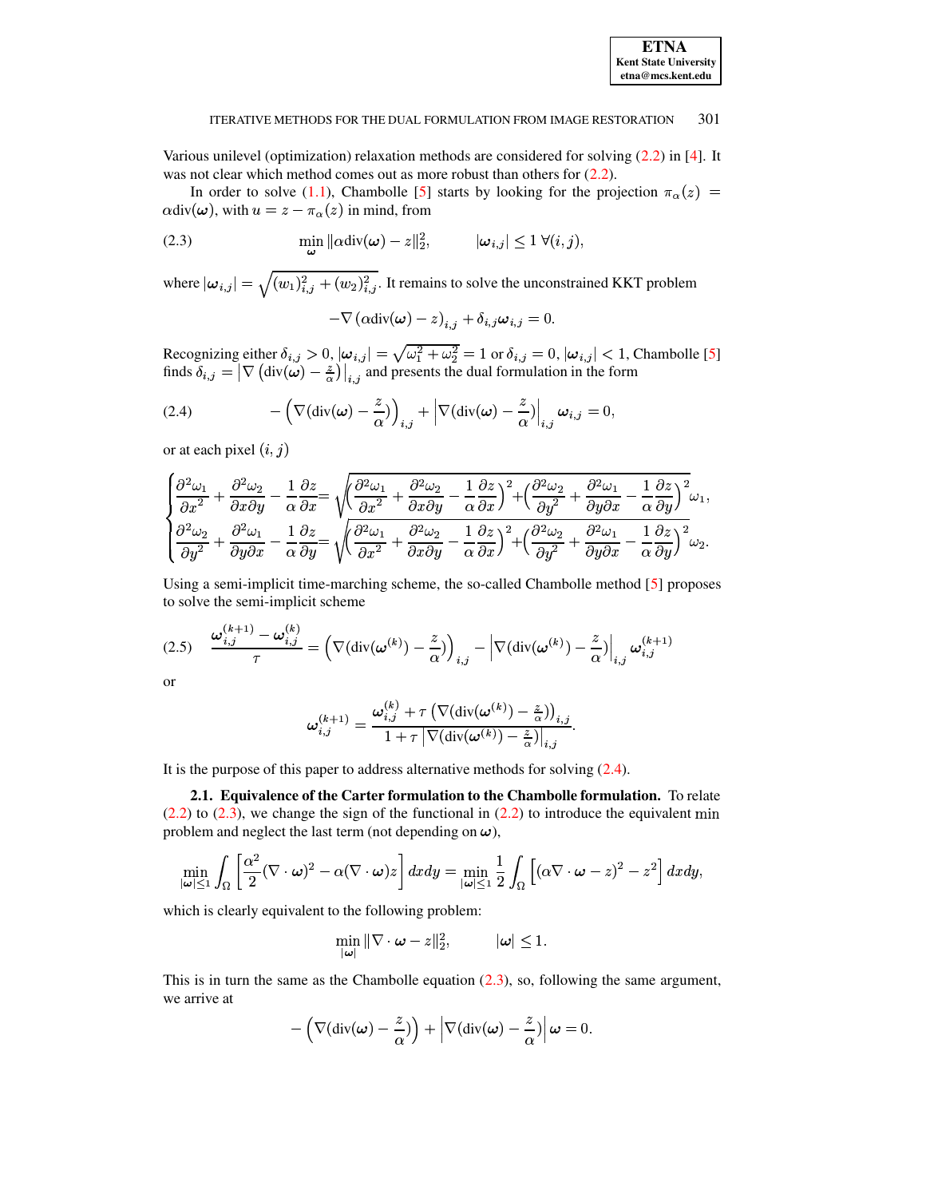Various unilevel (optimization) relaxation methods are considered for solving (2.2) in [4]. It was not clear which method comes out as more robust than others for (2.2).

In order to solve (1.1), Chambolle [5] starts by looking for the projection $\pi_\alpha(z) = \alpha \text{div}(\boldsymbol{\omega})$, with $u = z - \pi_\alpha(z)$ in mind, from

$$\min_{\boldsymbol{\omega}} \|\alpha \text{div}(\boldsymbol{\omega}) - z\|_2^2, \qquad |\boldsymbol{\omega}_{i,j}| \le 1 \ \forall (i,j), \tag{2.3}$$

where $|\boldsymbol{\omega}_{i,j}| = \sqrt{(w_1)_{i,j}^2 + (w_2)_{i,j}^2}$. It remains to solve the unconstrained KKT problem

$$-\nabla\left(\alpha \text{div}(\boldsymbol{\omega}) - z\right)_{i,j} + \delta_{i,j}\boldsymbol{\omega}_{i,j} = 0.$$

Recognizing either $\delta_{i,j} > 0$, $|\boldsymbol{\omega}_{i,j}| = \sqrt{\omega_1^2 + \omega_2^2} = 1$ or $\delta_{i,j} = 0$, $|\boldsymbol{\omega}_{i,j}| < 1$, Chambolle [5] finds $\delta_{i,j} = \left|\nabla\left(\text{div}(\boldsymbol{\omega}) - \frac{z}{\alpha}\right)\right|_{i,j}$ and presents the dual formulation in the form

$$-\left(\nabla(\text{div}(\boldsymbol{\omega}) - \frac{z}{\alpha})\right)_{i,j} + \left|\nabla(\text{div}(\boldsymbol{\omega}) - \frac{z}{\alpha})\right|_{i,j} \boldsymbol{\omega}_{i,j} = 0, \tag{2.4}$$

or at each pixel $(i,j)$

$$\begin{cases} \dfrac{\partial^2 \omega_1}{\partial x^2} + \dfrac{\partial^2 \omega_2}{\partial x \partial y} - \dfrac{1}{\alpha}\dfrac{\partial z}{\partial x} = \sqrt{\left(\dfrac{\partial^2 \omega_1}{\partial x^2} + \dfrac{\partial^2 \omega_2}{\partial x \partial y} - \dfrac{1}{\alpha}\dfrac{\partial z}{\partial x}\right)^2 + \left(\dfrac{\partial^2 \omega_2}{\partial y^2} + \dfrac{\partial^2 \omega_1}{\partial y \partial x} - \dfrac{1}{\alpha}\dfrac{\partial z}{\partial y}\right)^2}\, \omega_1, \\[2ex] \dfrac{\partial^2 \omega_2}{\partial y^2} + \dfrac{\partial^2 \omega_1}{\partial y \partial x} - \dfrac{1}{\alpha}\dfrac{\partial z}{\partial y} = \sqrt{\left(\dfrac{\partial^2 \omega_1}{\partial x^2} + \dfrac{\partial^2 \omega_2}{\partial x \partial y} - \dfrac{1}{\alpha}\dfrac{\partial z}{\partial x}\right)^2 + \left(\dfrac{\partial^2 \omega_2}{\partial y^2} + \dfrac{\partial^2 \omega_1}{\partial y \partial x} - \dfrac{1}{\alpha}\dfrac{\partial z}{\partial y}\right)^2}\, \omega_2. \end{cases}$$

Using a semi-implicit time-marching scheme, the so-called Chambolle method [5] proposes to solve the semi-implicit scheme

$$\frac{\boldsymbol{\omega}_{i,j}^{(k+1)} - \boldsymbol{\omega}_{i,j}^{(k)}}{\tau} = \left(\nabla(\text{div}(\boldsymbol{\omega}^{(k)}) - \frac{z}{\alpha})\right)_{i,j} - \left|\nabla(\text{div}(\boldsymbol{\omega}^{(k)}) - \frac{z}{\alpha})\right|_{i,j} \boldsymbol{\omega}_{i,j}^{(k+1)} \tag{2.5}$$

or

$$\boldsymbol{\omega}_{i,j}^{(k+1)} = \frac{\boldsymbol{\omega}_{i,j}^{(k)} + \tau\left(\nabla(\text{div}(\boldsymbol{\omega}^{(k)}) - \frac{z}{\alpha})\right)_{i,j}}{1 + \tau\left|\nabla(\text{div}(\boldsymbol{\omega}^{(k)}) - \frac{z}{\alpha})\right|_{i,j}}.$$

It is the purpose of this paper to address alternative methods for solving (2.4).

**2.1. Equivalence of the Carter formulation to the Chambolle formulation.** To relate (2.2) to (2.3), we change the sign of the functional in (2.2) to introduce the equivalent min problem and neglect the last term (not depending on $\boldsymbol{\omega}$),

$$\min_{|\boldsymbol{\omega}| \le 1} \int_\Omega \left[\frac{\alpha^2}{2}(\nabla \cdot \boldsymbol{\omega})^2 - \alpha(\nabla \cdot \boldsymbol{\omega})z\right] dxdy = \min_{|\boldsymbol{\omega}| \le 1} \frac{1}{2}\int_\Omega \left[(\alpha \nabla \cdot \boldsymbol{\omega} - z)^2 - z^2\right] dxdy,$$

which is clearly equivalent to the following problem:

$$\min_{|\boldsymbol{\omega}|} \|\nabla \cdot \boldsymbol{\omega} - z\|_2^2, \qquad |\boldsymbol{\omega}| \le 1.$$

This is in turn the same as the Chambolle equation (2.3), so, following the same argument, we arrive at

$$-\left(\nabla(\text{div}(\boldsymbol{\omega}) - \frac{z}{\alpha})\right) + \left|\nabla(\text{div}(\boldsymbol{\omega}) - \frac{z}{\alpha})\right| \boldsymbol{\omega} = 0.$$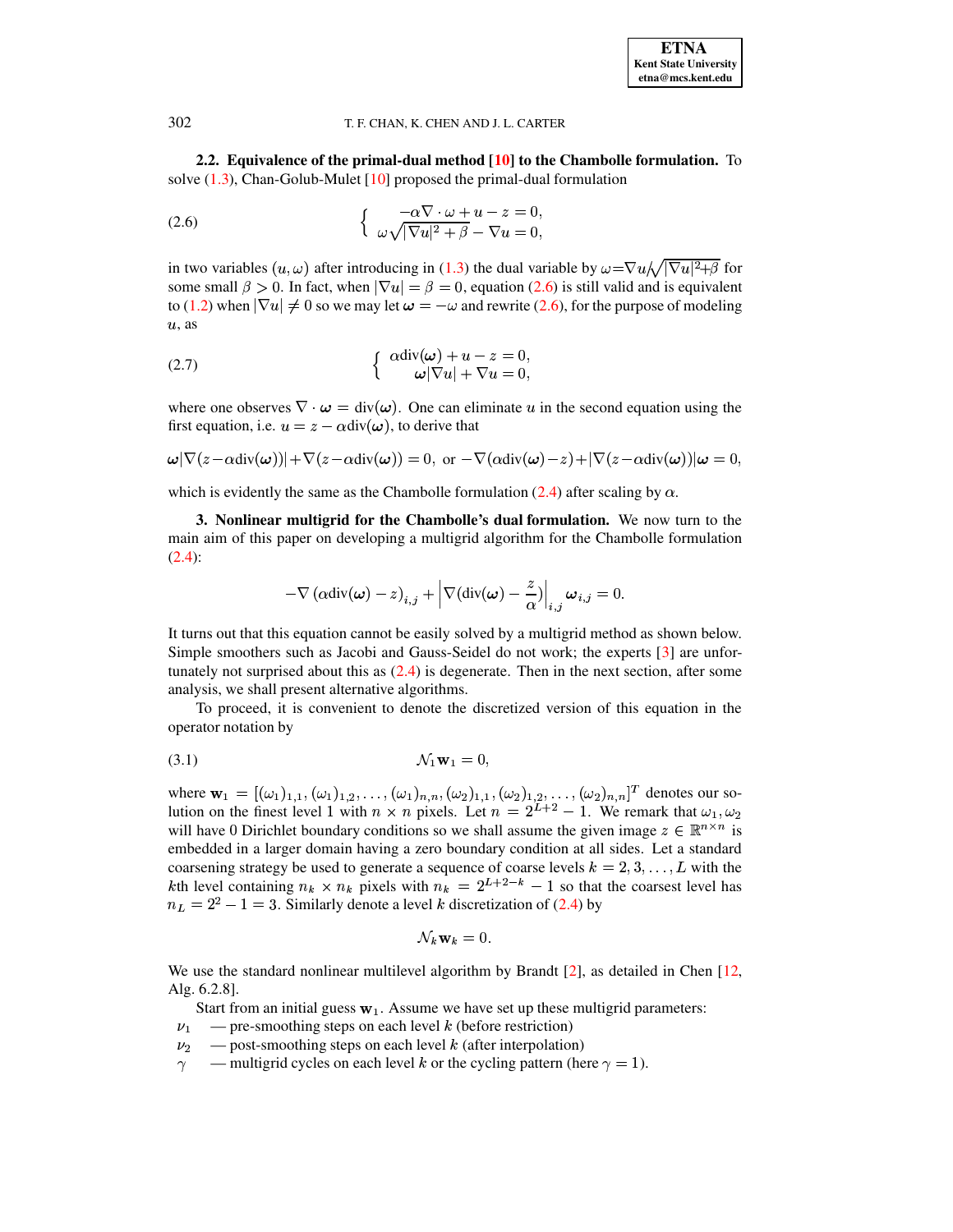**2.2. Equivalence of the primal-dual method [10] to the Chambolle formulation.** To solve (1.3), Chan-Golub-Mulet [10] proposed the primal-dual formulation

$$\left\{ \begin{array}{c} -\alpha \nabla \cdot \omega + u - z = 0, \\ \omega \sqrt{|\nabla u|^2 + \beta} - \nabla u = 0, \end{array} \right. \tag{2.6}$$

in two variables $(u, \omega)$ after introducing in (1.3) the dual variable by $\omega = \nabla u / \sqrt{|\nabla u|^2 + \beta}$ for some small $\beta > 0$. In fact, when $|\nabla u| = \beta = 0$, equation (2.6) is still valid and is equivalent to (1.2) when $|\nabla u| \neq 0$ so we may let $\boldsymbol{\omega} = -\omega$ and rewrite (2.6), for the purpose of modeling $u$, as

$$\left\{ \begin{array}{c} \alpha \text{div}(\boldsymbol{\omega}) + u - z = 0, \\ \boldsymbol{\omega} |\nabla u| + \nabla u = 0, \end{array} \right. \tag{2.7}$$

where one observes $\nabla \cdot \boldsymbol{\omega} = \text{div}(\boldsymbol{\omega})$. One can eliminate $u$ in the second equation using the first equation, i.e. $u = z - \alpha \text{div}(\boldsymbol{\omega})$, to derive that

$$\boldsymbol{\omega} |\nabla (z - \alpha \text{div}(\boldsymbol{\omega}))| + \nabla (z - \alpha \text{div}(\boldsymbol{\omega})) = 0, \text{ or } -\nabla (\alpha \text{div}(\boldsymbol{\omega}) - z) + |\nabla (z - \alpha \text{div}(\boldsymbol{\omega}))| \boldsymbol{\omega} = 0,$$

which is evidently the same as the Chambolle formulation (2.4) after scaling by $\alpha$.

## 3. Nonlinear multigrid for the Chambolle's dual formulation.

We now turn to the main aim of this paper on developing a multigrid algorithm for the Chambolle formulation (2.4):

$$-\nabla \left( \alpha \text{div}(\boldsymbol{\omega}) - z \right)_{i,j} + \left| \nabla (\text{div}(\boldsymbol{\omega}) - \frac{z}{\alpha}) \right|_{i,j} \boldsymbol{\omega}_{i,j} = 0.$$

It turns out that this equation cannot be easily solved by a multigrid method as shown below. Simple smoothers such as Jacobi and Gauss-Seidel do not work; the experts [3] are unfortunately not surprised about this as (2.4) is degenerate. Then in the next section, after some analysis, we shall present alternative algorithms.

To proceed, it is convenient to denote the discretized version of this equation in the operator notation by

$$\mathcal{N}_1 \mathbf{w}_1 = 0, \tag{3.1}$$

where $\mathbf{w}_1 = [(\omega_1)_{1,1}, (\omega_1)_{1,2}, \ldots, (\omega_1)_{n,n}, (\omega_2)_{1,1}, (\omega_2)_{1,2}, \ldots, (\omega_2)_{n,n}]^T$ denotes our solution on the finest level 1 with $n \times n$ pixels. Let $n = 2^{L+2} - 1$. We remark that $\omega_1, \omega_2$ will have 0 Dirichlet boundary conditions so we shall assume the given image $z \in \mathbb{R}^{n \times n}$ is embedded in a larger domain having a zero boundary condition at all sides. Let a standard coarsening strategy be used to generate a sequence of coarse levels $k = 2, 3, \ldots, L$ with the $k$th level containing $n_k \times n_k$ pixels with $n_k = 2^{L+2-k} - 1$ so that the coarsest level has $n_L = 2^2 - 1 = 3$. Similarly denote a level $k$ discretization of (2.4) by

$$\mathcal{N}_k \mathbf{w}_k = 0.$$

We use the standard nonlinear multilevel algorithm by Brandt [2], as detailed in Chen [12, Alg. 6.2.8].

Start from an initial guess $\mathbf{w}_1$. Assume we have set up these multigrid parameters:

- $\nu_1$ — pre-smoothing steps on each level $k$ (before restriction)
- $\nu_2$ — post-smoothing steps on each level $k$ (after interpolation)
- $\gamma$ — multigrid cycles on each level $k$ or the cycling pattern (here $\gamma = 1$).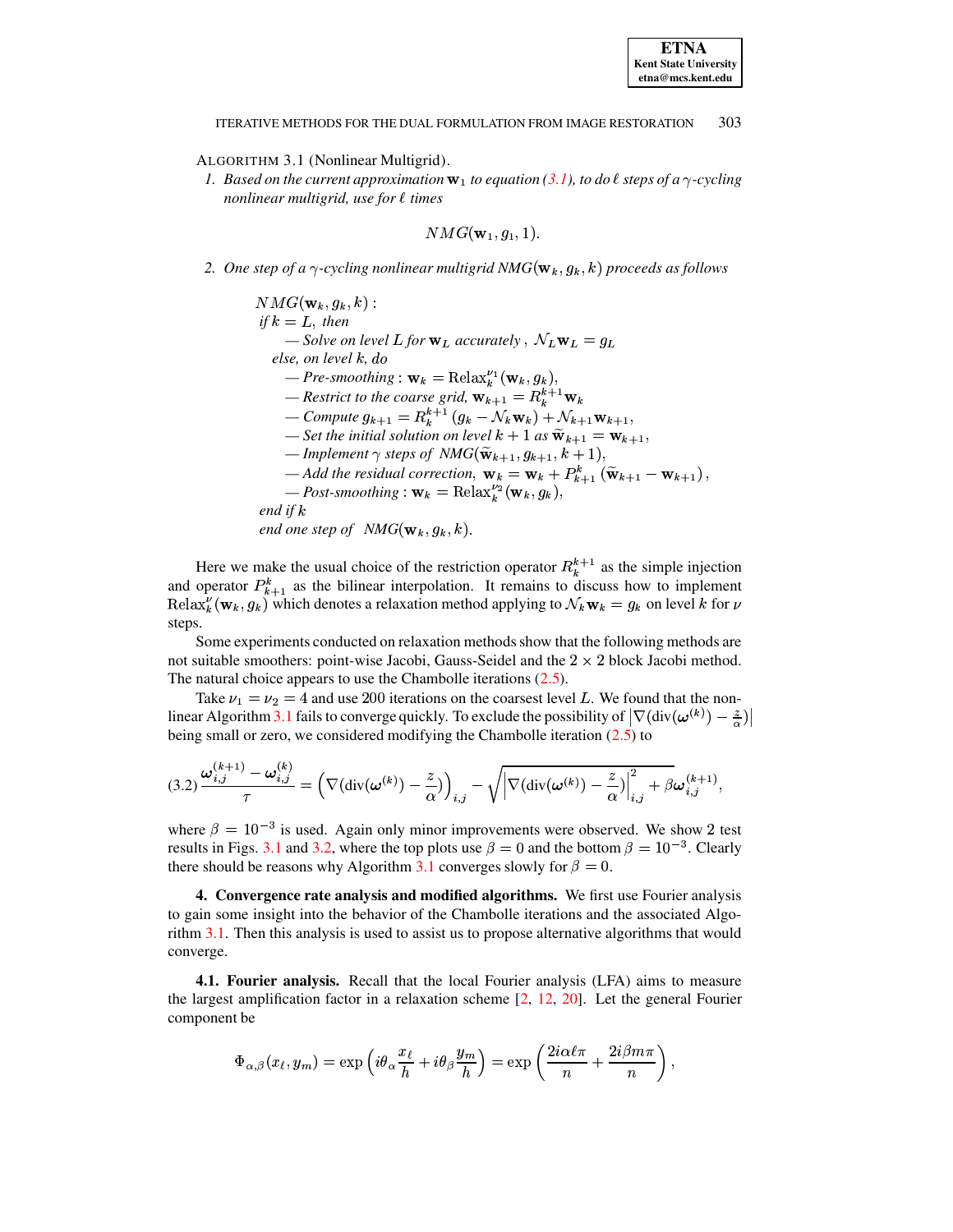ALGORITHM 3.1 (Nonlinear Multigrid).

1. *Based on the current approximation* $\mathbf{w}_1$ *to equation (3.1), to do* $\ell$ *steps of a* $\gamma$*-cycling nonlinear multigrid, use for* $\ell$ *times*

$$NMG(\mathbf{w}_1, g_1, 1).$$

2. *One step of a* $\gamma$*-cycling nonlinear multigrid* $NMG(\mathbf{w}_k, g_k, k)$ *proceeds as follows*

$NMG(\mathbf{w}_k, g_k, k):$

*if* $k = L$, *then*

— *Solve on level* $L$ *for* $\mathbf{w}_L$ *accurately* , $\mathcal{N}_L \mathbf{w}_L = g_L$

*else, on level* $k$*, do*

— *Pre-smoothing* : $\mathbf{w}_k = \mathrm{Relax}_k^{\nu_1}(\mathbf{w}_k, g_k)$,

— *Restrict to the coarse grid,* $\mathbf{w}_{k+1} = R_k^{k+1} \mathbf{w}_k$

— *Compute* $g_{k+1} = R_k^{k+1}(g_k - \mathcal{N}_k \mathbf{w}_k) + \mathcal{N}_{k+1}\mathbf{w}_{k+1}$,

— *Set the initial solution on level* $k+1$ *as* $\widetilde{\mathbf{w}}_{k+1} = \mathbf{w}_{k+1}$,

— *Implement* $\gamma$ *steps of* $NMG(\widetilde{\mathbf{w}}_{k+1}, g_{k+1}, k+1)$,

— *Add the residual correction,* $\mathbf{w}_k = \mathbf{w}_k + P_{k+1}^k(\widetilde{\mathbf{w}}_{k+1} - \mathbf{w}_{k+1})$,

— *Post-smoothing* : $\mathbf{w}_k = \mathrm{Relax}_k^{\nu_2}(\mathbf{w}_k, g_k)$,

*end if* $k$

*end one step of* $NMG(\mathbf{w}_k, g_k, k)$.

Here we make the usual choice of the restriction operator $R_k^{k+1}$ as the simple injection and operator $P_{k+1}^k$ as the bilinear interpolation. It remains to discuss how to implement $\mathrm{Relax}_k^{\nu}(\mathbf{w}_k, g_k)$ which denotes a relaxation method applying to $\mathcal{N}_k \mathbf{w}_k = g_k$ on level $k$ for $\nu$ steps.

Some experiments conducted on relaxation methods show that the following methods are not suitable smoothers: point-wise Jacobi, Gauss-Seidel and the $2 \times 2$ block Jacobi method. The natural choice appears to use the Chambolle iterations (2.5).

Take $\nu_1 = \nu_2 = 4$ and use 200 iterations on the coarsest level $L$. We found that the nonlinear Algorithm 3.1 fails to converge quickly. To exclude the possibility of $\left|\nabla(\mathrm{div}(\boldsymbol{\omega}^{(k)}) - \frac{z}{\alpha})\right|$ being small or zero, we considered modifying the Chambolle iteration (2.5) to

$$\text{(3.2)}\quad \frac{\boldsymbol{\omega}_{i,j}^{(k+1)} - \boldsymbol{\omega}_{i,j}^{(k)}}{\tau} = \left(\nabla(\mathrm{div}(\boldsymbol{\omega}^{(k)}) - \frac{z}{\alpha})\right)_{i,j} - \sqrt{\left|\nabla(\mathrm{div}(\boldsymbol{\omega}^{(k)}) - \frac{z}{\alpha})\right|_{i,j}^2 + \beta}\,\boldsymbol{\omega}_{i,j}^{(k+1)},$$

where $\beta = 10^{-3}$ is used. Again only minor improvements were observed. We show 2 test results in Figs. 3.1 and 3.2, where the top plots use $\beta = 0$ and the bottom $\beta = 10^{-3}$. Clearly there should be reasons why Algorithm 3.1 converges slowly for $\beta = 0$.

**4. Convergence rate analysis and modified algorithms.** We first use Fourier analysis to gain some insight into the behavior of the Chambolle iterations and the associated Algorithm 3.1. Then this analysis is used to assist us to propose alternative algorithms that would converge.

**4.1. Fourier analysis.** Recall that the local Fourier analysis (LFA) aims to measure the largest amplification factor in a relaxation scheme [2, 12, 20]. Let the general Fourier component be

$$\Phi_{\alpha,\beta}(x_\ell, y_m) = \exp\left(i\theta_\alpha \frac{x_\ell}{h} + i\theta_\beta \frac{y_m}{h}\right) = \exp\left(\frac{2i\alpha\ell\pi}{n} + \frac{2i\beta m\pi}{n}\right),$$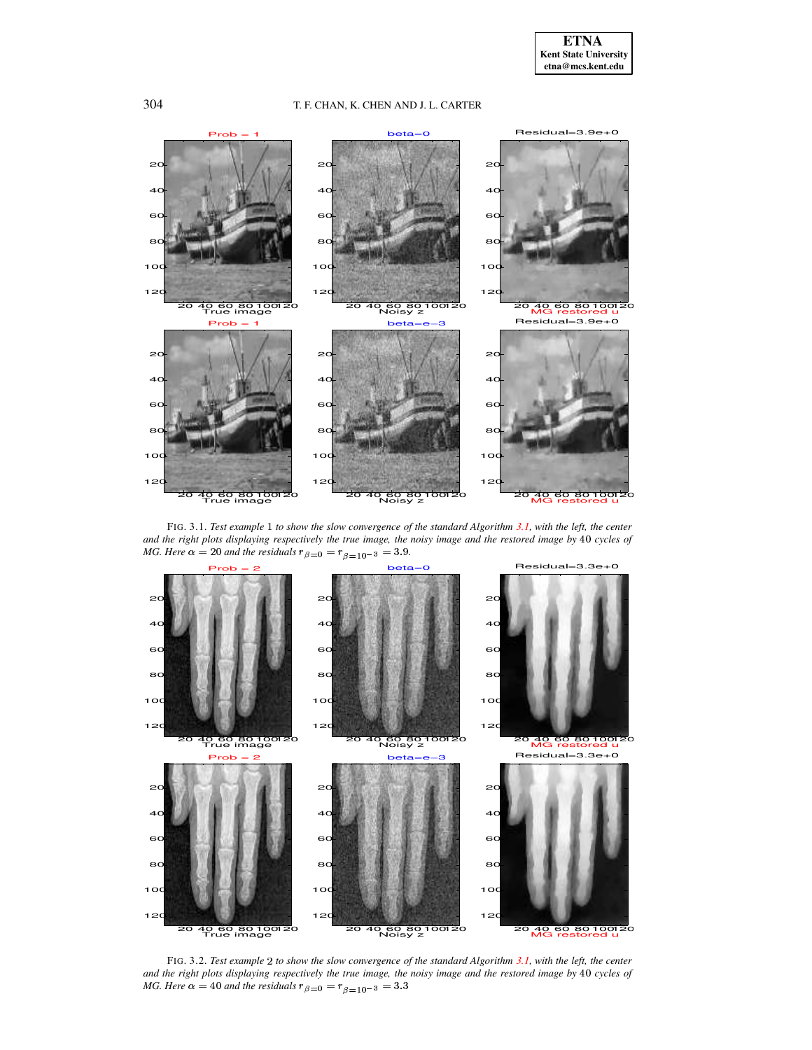FIG. 3.1. *Test example* 1 *to show the slow convergence of the standard Algorithm 3.1, with the left, the center and the right plots displaying respectively the true image, the noisy image and the restored image by* 40 *cycles of MG. Here* $\alpha = 20$ *and the residuals* $r_{\beta=0} = r_{\beta=10^{-3}} = 3.9$.

FIG. 3.2. *Test example* 2 *to show the slow convergence of the standard Algorithm 3.1, with the left, the center and the right plots displaying respectively the true image, the noisy image and the restored image by* 40 *cycles of MG. Here* $\alpha = 40$ *and the residuals* $r_{\beta=0} = r_{\beta=10^{-3}} = 3.3$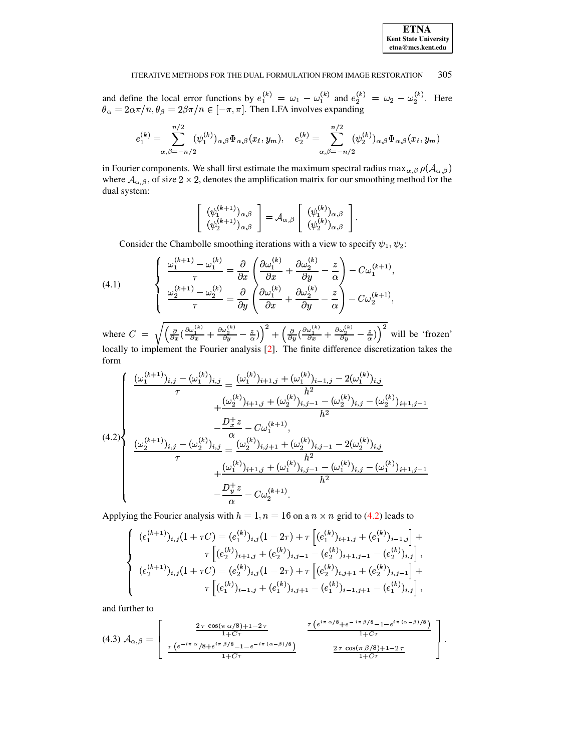and define the local error functions by $e_1^{(k)} = \omega_1 - \omega_1^{(k)}$ and $e_2^{(k)} = \omega_2 - \omega_2^{(k)}$. Here $\theta_\alpha = 2\alpha\pi/n, \theta_\beta = 2\beta\pi/n \in [-\pi, \pi]$. Then LFA involves expanding

$$e_1^{(k)} = \sum_{\alpha,\beta=-n/2}^{n/2} (\psi_1^{(k)})_{\alpha,\beta}\Phi_{\alpha,\beta}(x_\ell, y_m), \quad e_2^{(k)} = \sum_{\alpha,\beta=-n/2}^{n/2} (\psi_2^{(k)})_{\alpha,\beta}\Phi_{\alpha,\beta}(x_\ell, y_m)$$

in Fourier components. We shall first estimate the maximum spectral radius $\max_{\alpha,\beta}\rho(\mathcal{A}_{\alpha,\beta})$ where $\mathcal{A}_{\alpha,\beta}$, of size $2\times 2$, denotes the amplification matrix for our smoothing method for the dual system:

$$\begin{bmatrix} (\psi_1^{(k+1)})_{\alpha,\beta} \\ (\psi_2^{(k+1)})_{\alpha,\beta} \end{bmatrix} = \mathcal{A}_{\alpha,\beta} \begin{bmatrix} (\psi_1^{(k)})_{\alpha,\beta} \\ (\psi_2^{(k)})_{\alpha,\beta} \end{bmatrix}.$$

Consider the Chambolle smoothing iterations with a view to specify $\psi_1, \psi_2$:

$$\text{(4.1)} \qquad \begin{cases} \dfrac{\omega_1^{(k+1)} - \omega_1^{(k)}}{\tau} = \dfrac{\partial}{\partial x}\left(\dfrac{\partial \omega_1^{(k)}}{\partial x} + \dfrac{\partial \omega_2^{(k)}}{\partial y} - \dfrac{z}{\alpha}\right) - C\omega_1^{(k+1)}, \\[2ex] \dfrac{\omega_2^{(k+1)} - \omega_2^{(k)}}{\tau} = \dfrac{\partial}{\partial y}\left(\dfrac{\partial \omega_1^{(k)}}{\partial x} + \dfrac{\partial \omega_2^{(k)}}{\partial y} - \dfrac{z}{\alpha}\right) - C\omega_2^{(k+1)}, \end{cases}$$

where $C = \sqrt{\left(\frac{\partial}{\partial x}(\frac{\partial \omega_1^{(k)}}{\partial x} + \frac{\partial \omega_2^{(k)}}{\partial y} - \frac{z}{\alpha})\right)^2 + \left(\frac{\partial}{\partial y}(\frac{\partial \omega_1^{(k)}}{\partial x} + \frac{\partial \omega_2^{(k)}}{\partial y} - \frac{z}{\alpha})\right)^2}$ will be 'frozen' locally to implement the Fourier analysis [2]. The finite difference discretization takes the form

$$\text{(4.2)} \begin{cases} \dfrac{(\omega_1^{(k+1)})_{i,j} - (\omega_1^{(k)})_{i,j}}{\tau} = \dfrac{(\omega_1^{(k)})_{i+1,j} + (\omega_1^{(k)})_{i-1,j} - 2(\omega_1^{(k)})_{i,j}}{h^2} \\ \qquad\qquad + \dfrac{(\omega_2^{(k)})_{i+1,j} + (\omega_2^{(k)})_{i,j-1} - (\omega_2^{(k)})_{i,j} - (\omega_2^{(k)})_{i+1,j-1}}{h^2} \\ \qquad\qquad - \dfrac{D_x^+ z}{\alpha} - C\omega_1^{(k+1)}, \\ \dfrac{(\omega_2^{(k+1)})_{i,j} - (\omega_2^{(k)})_{i,j}}{\tau} = \dfrac{(\omega_2^{(k)})_{i,j+1} + (\omega_2^{(k)})_{i,j-1} - 2(\omega_2^{(k)})_{i,j}}{h^2} \\ \qquad\qquad + \dfrac{(\omega_1^{(k)})_{i+1,j} + (\omega_1^{(k)})_{i,j-1} - (\omega_1^{(k)})_{i,j} - (\omega_1^{(k)})_{i+1,j-1}}{h^2} \\ \qquad\qquad - \dfrac{D_y^+ z}{\alpha} - C\omega_2^{(k+1)}. \end{cases}$$

Applying the Fourier analysis with $h = 1, n = 16$ on a $n \times n$ grid to (4.2) leads to

$$\begin{cases} (e_1^{(k+1)})_{i,j}(1+\tau C) = (e_1^{(k)})_{i,j}(1-2\tau) + \tau\left[(e_1^{(k)})_{i+1,j} + (e_1^{(k)})_{i-1,j}\right] + \\ \qquad \tau\left[(e_2^{(k)})_{i+1,j} + (e_2^{(k)})_{i,j-1} - (e_2^{(k)})_{i+1,j-1} - (e_2^{(k)})_{i,j}\right], \\ (e_2^{(k+1)})_{i,j}(1+\tau C) = (e_2^{(k)})_{i,j}(1-2\tau) + \tau\left[(e_2^{(k)})_{i,j+1} + (e_2^{(k)})_{i,j-1}\right] + \\ \qquad \tau\left[(e_1^{(k)})_{i-1,j} + (e_1^{(k)})_{i,j+1} - (e_1^{(k)})_{i-1,j+1} - (e_1^{(k)})_{i,j}\right], \end{cases}$$

and further to

$$\text{(4.3)} \; \mathcal{A}_{\alpha,\beta} = \begin{bmatrix} \frac{2\tau\cos(\pi\alpha/8) + 1 - 2\tau}{1 + C\tau} & \frac{\tau\left(e^{i\pi\alpha/8} + e^{-i\pi\beta/8} - 1 - e^{i\pi(\alpha-\beta)/8}\right)}{1 + C\tau} \\ \frac{\tau\left(e^{-i\pi\alpha/8} + e^{i\pi\beta/8} - 1 - e^{-i\pi(\alpha-\beta)/8}\right)}{1 + C\tau} & \frac{2\tau\cos(\pi\beta/8) + 1 - 2\tau}{1 + C\tau} \end{bmatrix}.$$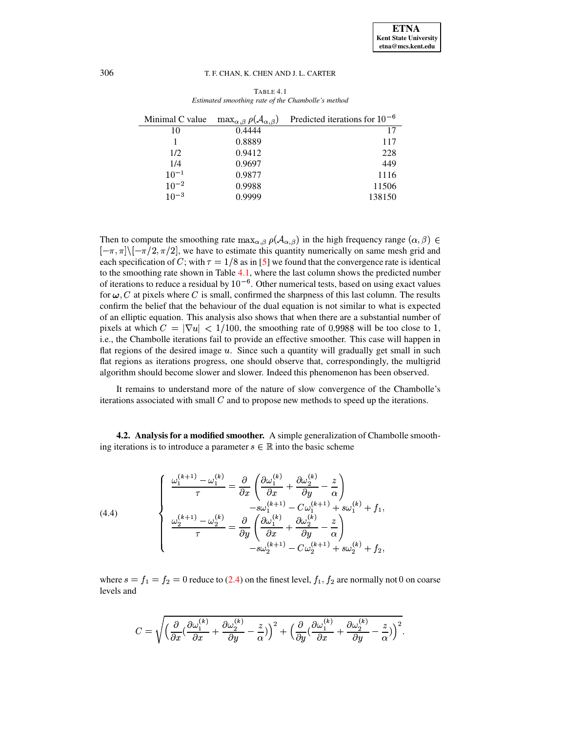TABLE 4.1
*Estimated smoothing rate of the Chambolle's method*

| Minimal C value | $\max_{\alpha,\beta} \rho(\mathcal{A}_{\alpha,\beta})$ | Predicted iterations for $10^{-6}$ |
|---|---|---|
| 10 | 0.4444 | 17 |
| 1 | 0.8889 | 117 |
| 1/2 | 0.9412 | 228 |
| 1/4 | 0.9697 | 449 |
| $10^{-1}$ | 0.9877 | 1116 |
| $10^{-2}$ | 0.9988 | 11506 |
| $10^{-3}$ | 0.9999 | 138150 |

Then to compute the smoothing rate $\max_{\alpha,\beta} \rho(\mathcal{A}_{\alpha,\beta})$ in the high frequency range $(\alpha, \beta) \in [-\pi, \pi] \backslash [-\pi/2, \pi/2]$, we have to estimate this quantity numerically on same mesh grid and each specification of $C$; with $\tau = 1/8$ as in [5] we found that the convergence rate is identical to the smoothing rate shown in Table 4.1, where the last column shows the predicted number of iterations to reduce a residual by $10^{-6}$. Other numerical tests, based on using exact values for $\boldsymbol{\omega}, C$ at pixels where $C$ is small, confirmed the sharpness of this last column. The results confirm the belief that the behaviour of the dual equation is not similar to what is expected of an elliptic equation. This analysis also shows that when there are a substantial number of pixels at which $C = |\nabla u| < 1/100$, the smoothing rate of $0.9988$ will be too close to 1, i.e., the Chambolle iterations fail to provide an effective smoother. This case will happen in flat regions of the desired image $u$. Since such a quantity will gradually get small in such flat regions as iterations progress, one should observe that, correspondingly, the multigrid algorithm should become slower and slower. Indeed this phenomenon has been observed.

It remains to understand more of the nature of slow convergence of the Chambolle's iterations associated with small $C$ and to propose new methods to speed up the iterations.

### 4.2. Analysis for a modified smoother.

A simple generalization of Chambolle smoothing iterations is to introduce a parameter $s \in \mathbb{R}$ into the basic scheme

$$
\left\{
\begin{aligned}
\frac{\omega_1^{(k+1)} - \omega_1^{(k)}}{\tau} &= \frac{\partial}{\partial x}\left(\frac{\partial \omega_1^{(k)}}{\partial x} + \frac{\partial \omega_2^{(k)}}{\partial y} - \frac{z}{\alpha}\right) \\
&\qquad - s\omega_1^{(k+1)} - C\omega_1^{(k+1)} + s\omega_1^{(k)} + f_1, \\
\frac{\omega_2^{(k+1)} - \omega_2^{(k)}}{\tau} &= \frac{\partial}{\partial y}\left(\frac{\partial \omega_1^{(k)}}{\partial x} + \frac{\partial \omega_2^{(k)}}{\partial y} - \frac{z}{\alpha}\right) \\
&\qquad - s\omega_2^{(k+1)} - C\omega_2^{(k+1)} + s\omega_2^{(k)} + f_2,
\end{aligned}
\right.
\tag{4.4}
$$

where $s = f_1 = f_2 = 0$ reduce to (2.4) on the finest level, $f_1, f_2$ are normally not 0 on coarse levels and

$$
C = \sqrt{\Big(\frac{\partial}{\partial x}\big(\frac{\partial \omega_1^{(k)}}{\partial x} + \frac{\partial \omega_2^{(k)}}{\partial y} - \frac{z}{\alpha}\big)\Big)^2 + \Big(\frac{\partial}{\partial y}\big(\frac{\partial \omega_1^{(k)}}{\partial x} + \frac{\partial \omega_2^{(k)}}{\partial y} - \frac{z}{\alpha}\big)\Big)^2}.
$$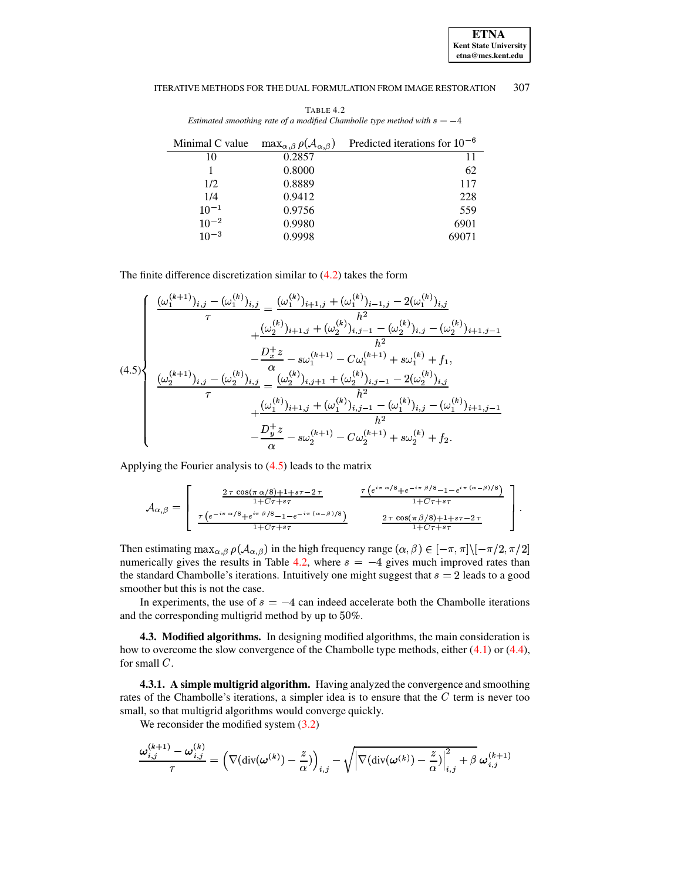TABLE 4.2
*Estimated smoothing rate of a modified Chambolle type method with $s = -4$*

| Minimal C value | $\max_{\alpha,\beta} \rho(\mathcal{A}_{\alpha,\beta})$ | Predicted iterations for $10^{-6}$ |
|---|---|---|
| 10 | 0.2857 | 11 |
| 1 | 0.8000 | 62 |
| 1/2 | 0.8889 | 117 |
| 1/4 | 0.9412 | 228 |
| $10^{-1}$ | 0.9756 | 559 |
| $10^{-2}$ | 0.9980 | 6901 |
| $10^{-3}$ | 0.9998 | 69071 |

The finite difference discretization similar to (4.2) takes the form

$$
(4.5)\left\{
\begin{aligned}
\frac{(\omega_1^{(k+1)})_{i,j} - (\omega_1^{(k)})_{i,j}}{\tau} &= \frac{(\omega_1^{(k)})_{i+1,j} + (\omega_1^{(k)})_{i-1,j} - 2(\omega_1^{(k)})_{i,j}}{h^2} \\
&\quad + \frac{(\omega_2^{(k)})_{i+1,j} + (\omega_2^{(k)})_{i,j-1} - (\omega_2^{(k)})_{i,j} - (\omega_2^{(k)})_{i+1,j-1}}{h^2} \\
&\quad - \frac{D_x^+ z}{\alpha} - s\omega_1^{(k+1)} - C\omega_1^{(k+1)} + s\omega_1^{(k)} + f_1, \\
\frac{(\omega_2^{(k+1)})_{i,j} - (\omega_2^{(k)})_{i,j}}{\tau} &= \frac{(\omega_2^{(k)})_{i,j+1} + (\omega_2^{(k)})_{i,j-1} - 2(\omega_2^{(k)})_{i,j}}{h^2} \\
&\quad + \frac{(\omega_1^{(k)})_{i+1,j} + (\omega_1^{(k)})_{i,j-1} - (\omega_1^{(k)})_{i,j} - (\omega_1^{(k)})_{i+1,j-1}}{h^2} \\
&\quad - \frac{D_y^+ z}{\alpha} - s\omega_2^{(k+1)} - C\omega_2^{(k+1)} + s\omega_2^{(k)} + f_2.
\end{aligned}
\right.
$$

Applying the Fourier analysis to (4.5) leads to the matrix

$$
\mathcal{A}_{\alpha,\beta} = \begin{bmatrix}
\frac{2\tau\cos(\pi\alpha/8)+1+s\tau-2\tau}{1+C\tau+s\tau} & \frac{\tau\left(e^{i\pi\alpha/8}+e^{-i\pi\beta/8}-1-e^{i\pi(\alpha-\beta)/8}\right)}{1+C\tau+s\tau} \\
\frac{\tau\left(e^{-i\pi\alpha/8}+e^{i\pi\beta/8}-1-e^{-i\pi(\alpha-\beta)/8}\right)}{1+C\tau+s\tau} & \frac{2\tau\cos(\pi\beta/8)+1+s\tau-2\tau}{1+C\tau+s\tau}
\end{bmatrix}.
$$

Then estimating $\max_{\alpha,\beta} \rho(\mathcal{A}_{\alpha,\beta})$ in the high frequency range $(\alpha, \beta) \in [-\pi, \pi]\backslash[-\pi/2, \pi/2]$ numerically gives the results in Table 4.2, where $s = -4$ gives much improved rates than the standard Chambolle's iterations. Intuitively one might suggest that $s = 2$ leads to a good smoother but this is not the case.

In experiments, the use of $s = -4$ can indeed accelerate both the Chambolle iterations and the corresponding multigrid method by up to $50\%$.

### 4.3. Modified algorithms.

In designing modified algorithms, the main consideration is how to overcome the slow convergence of the Chambolle type methods, either (4.1) or (4.4), for small $C$.

#### 4.3.1. A simple multigrid algorithm.

Having analyzed the convergence and smoothing rates of the Chambolle's iterations, a simpler idea is to ensure that the $C$ term is never too small, so that multigrid algorithms would converge quickly.

We reconsider the modified system (3.2)

$$
\frac{\boldsymbol{\omega}_{i,j}^{(k+1)} - \boldsymbol{\omega}_{i,j}^{(k)}}{\tau} = \left(\nabla(\mathrm{div}(\boldsymbol{\omega}^{(k)}) - \frac{z}{\alpha})\right)_{i,j} - \sqrt{\left|\nabla(\mathrm{div}(\boldsymbol{\omega}^{(k)}) - \frac{z}{\alpha})\right|_{i,j}^2 + \beta}\; \boldsymbol{\omega}_{i,j}^{(k+1)}
$$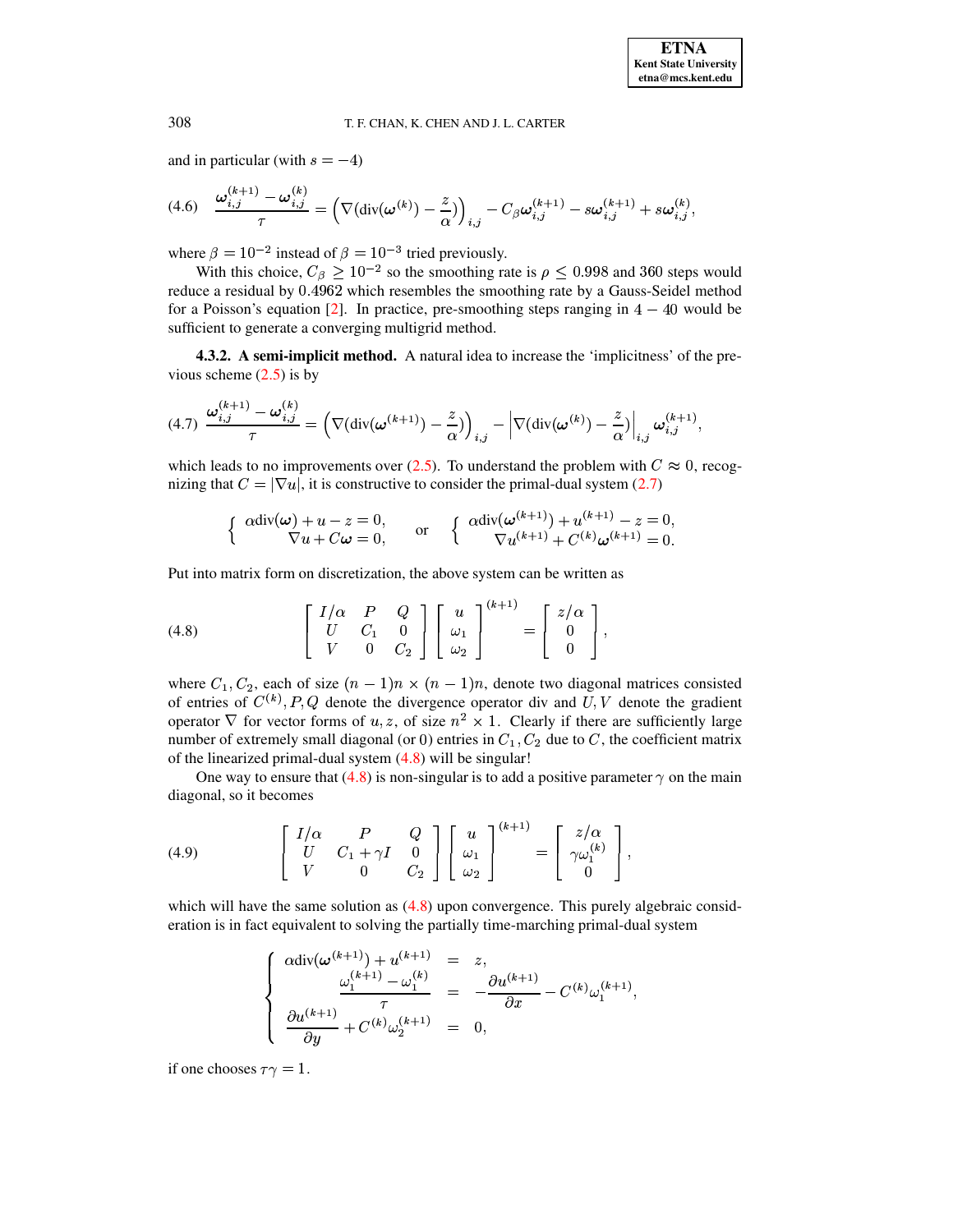and in particular (with $s = -4$)

$$\frac{\boldsymbol{\omega}_{i,j}^{(k+1)} - \boldsymbol{\omega}_{i,j}^{(k)}}{\tau} = \left(\nabla(\mathrm{div}(\boldsymbol{\omega}^{(k)}) - \frac{z}{\alpha})\right)_{i,j} - C_\beta \boldsymbol{\omega}_{i,j}^{(k+1)} - s\boldsymbol{\omega}_{i,j}^{(k+1)} + s\boldsymbol{\omega}_{i,j}^{(k)}, \tag{4.6}$$

where $\beta = 10^{-2}$ instead of $\beta = 10^{-3}$ tried previously.

With this choice, $C_\beta \geq 10^{-2}$ so the smoothing rate is $\rho \leq 0.998$ and 360 steps would reduce a residual by 0.4962 which resembles the smoothing rate by a Gauss-Seidel method for a Poisson's equation [2]. In practice, pre-smoothing steps ranging in $4 - 40$ would be sufficient to generate a converging multigrid method.

#### 4.3.2. A semi-implicit method.

A natural idea to increase the 'implicitness' of the previous scheme (2.5) is by

$$\frac{\boldsymbol{\omega}_{i,j}^{(k+1)} - \boldsymbol{\omega}_{i,j}^{(k)}}{\tau} = \left(\nabla(\mathrm{div}(\boldsymbol{\omega}^{(k+1)}) - \frac{z}{\alpha})\right)_{i,j} - \left|\nabla(\mathrm{div}(\boldsymbol{\omega}^{(k)}) - \frac{z}{\alpha})\right|_{i,j} \boldsymbol{\omega}_{i,j}^{(k+1)}, \tag{4.7}$$

which leads to no improvements over (2.5). To understand the problem with $C \approx 0$, recognizing that $C = |\nabla u|$, it is constructive to consider the primal-dual system (2.7)

$$\left\{ \begin{array}{r} \alpha \mathrm{div}(\boldsymbol{\omega}) + u - z = 0, \\ \nabla u + C\boldsymbol{\omega} = 0, \end{array} \right. \quad \text{or} \quad \left\{ \begin{array}{r} \alpha \mathrm{div}(\boldsymbol{\omega}^{(k+1)}) + u^{(k+1)} - z = 0, \\ \nabla u^{(k+1)} + C^{(k)}\boldsymbol{\omega}^{(k+1)} = 0. \end{array} \right.$$

Put into matrix form on discretization, the above system can be written as

$$\begin{bmatrix} I/\alpha & P & Q \\ U & C_1 & 0 \\ V & 0 & C_2 \end{bmatrix} \begin{bmatrix} u \\ \omega_1 \\ \omega_2 \end{bmatrix}^{(k+1)} = \begin{bmatrix} z/\alpha \\ 0 \\ 0 \end{bmatrix}, \tag{4.8}$$

where $C_1, C_2$, each of size $(n-1)n \times (n-1)n$, denote two diagonal matrices consisted of entries of $C^{(k)}, P, Q$ denote the divergence operator div and $U, V$ denote the gradient operator $\nabla$ for vector forms of $u, z$, of size $n^2 \times 1$. Clearly if there are sufficiently large number of extremely small diagonal (or 0) entries in $C_1, C_2$ due to $C$, the coefficient matrix of the linearized primal-dual system (4.8) will be singular!

One way to ensure that (4.8) is non-singular is to add a positive parameter $\gamma$ on the main diagonal, so it becomes

$$\begin{bmatrix} I/\alpha & P & Q \\ U & C_1 + \gamma I & 0 \\ V & 0 & C_2 \end{bmatrix} \begin{bmatrix} u \\ \omega_1 \\ \omega_2 \end{bmatrix}^{(k+1)} = \begin{bmatrix} z/\alpha \\ \gamma\omega_1^{(k)} \\ 0 \end{bmatrix}, \tag{4.9}$$

which will have the same solution as (4.8) upon convergence. This purely algebraic consideration is in fact equivalent to solving the partially time-marching primal-dual system

$$\left\{ \begin{array}{rcl} \alpha \mathrm{div}(\boldsymbol{\omega}^{(k+1)}) + u^{(k+1)} & = & z, \\ \dfrac{\omega_1^{(k+1)} - \omega_1^{(k)}}{\tau} & = & -\dfrac{\partial u^{(k+1)}}{\partial x} - C^{(k)}\omega_1^{(k+1)}, \\ \dfrac{\partial u^{(k+1)}}{\partial y} + C^{(k)}\omega_2^{(k+1)} & = & 0, \end{array} \right.$$

if one chooses $\tau\gamma = 1$.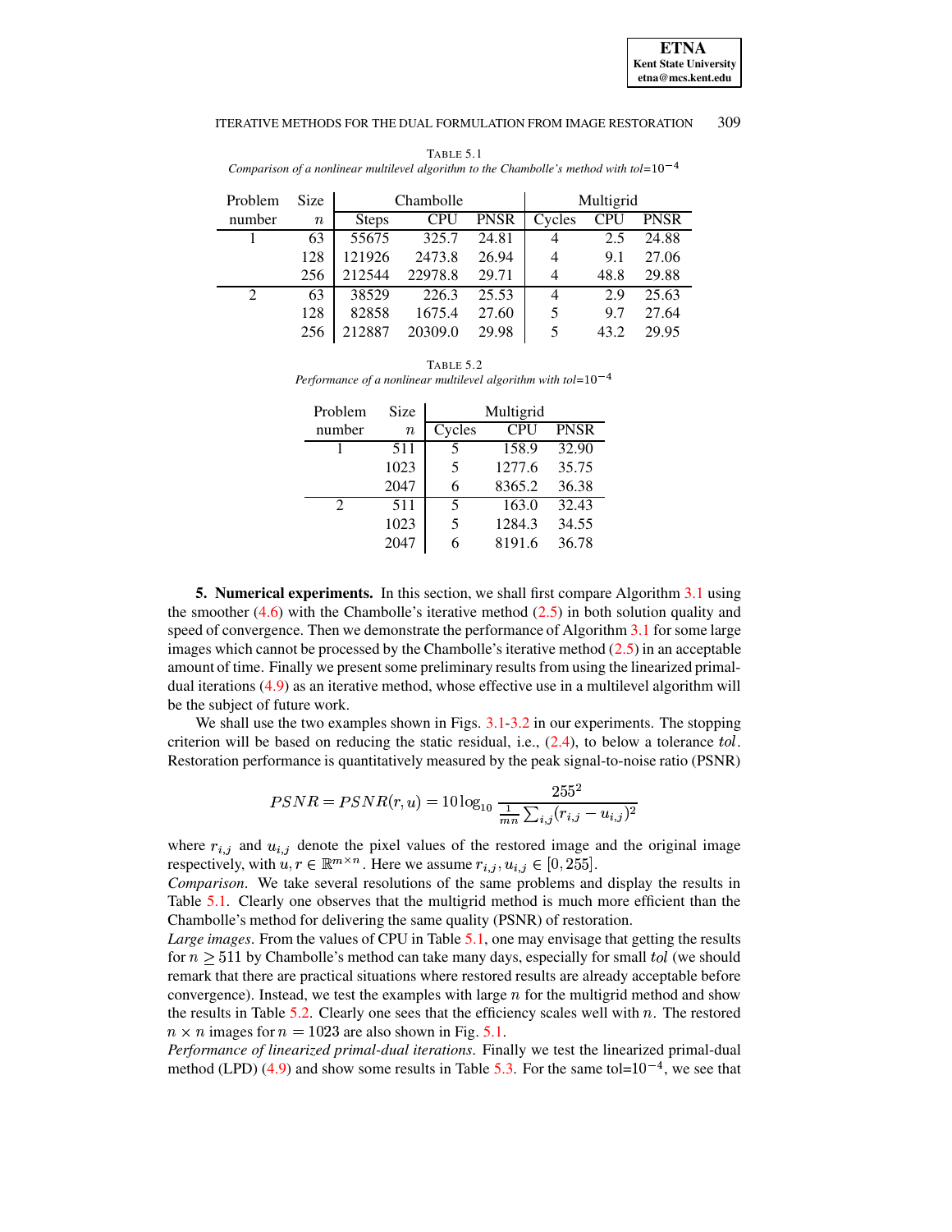TABLE 5.1
*Comparison of a nonlinear multilevel algorithm to the Chambolle's method with tol=$10^{-4}$*

| Problem number | Size $n$ | Chambolle | | | Multigrid | | |
|---|---|---|---|---|---|---|---|
| | | Steps | CPU | PNSR | Cycles | CPU | PNSR |
| 1 | 63 | 55675 | 325.7 | 24.81 | 4 | 2.5 | 24.88 |
| | 128 | 121926 | 2473.8 | 26.94 | 4 | 9.1 | 27.06 |
| | 256 | 212544 | 22978.8 | 29.71 | 4 | 48.8 | 29.88 |
| 2 | 63 | 38529 | 226.3 | 25.53 | 4 | 2.9 | 25.63 |
| | 128 | 82858 | 1675.4 | 27.60 | 5 | 9.7 | 27.64 |
| | 256 | 212887 | 20309.0 | 29.98 | 5 | 43.2 | 29.95 |

TABLE 5.2
*Performance of a nonlinear multilevel algorithm with tol=$10^{-4}$*

| Problem number | Size $n$ | Multigrid | | |
|---|---|---|---|---|
| | | Cycles | CPU | PNSR |
| 1 | 511 | 5 | 158.9 | 32.90 |
| | 1023 | 5 | 1277.6 | 35.75 |
| | 2047 | 6 | 8365.2 | 36.38 |
| 2 | 511 | 5 | 163.0 | 32.43 |
| | 1023 | 5 | 1284.3 | 34.55 |
| | 2047 | 6 | 8191.6 | 36.78 |

## 5. Numerical experiments.

In this section, we shall first compare Algorithm 3.1 using the smoother (4.6) with the Chambolle's iterative method (2.5) in both solution quality and speed of convergence. Then we demonstrate the performance of Algorithm 3.1 for some large images which cannot be processed by the Chambolle's iterative method (2.5) in an acceptable amount of time. Finally we present some preliminary results from using the linearized primal-dual iterations (4.9) as an iterative method, whose effective use in a multilevel algorithm will be the subject of future work.

We shall use the two examples shown in Figs. 3.1-3.2 in our experiments. The stopping criterion will be based on reducing the static residual, i.e., (2.4), to below a tolerance $tol$. Restoration performance is quantitatively measured by the peak signal-to-noise ratio (PSNR)

$$PSNR = PSNR(r, u) = 10 \log_{10} \frac{255^2}{\frac{1}{mn}\sum_{i,j}(r_{i,j} - u_{i,j})^2}$$

where $r_{i,j}$ and $u_{i,j}$ denote the pixel values of the restored image and the original image respectively, with $u, r \in \mathbb{R}^{m \times n}$. Here we assume $r_{i,j}, u_{i,j} \in [0, 255]$.

*Comparison*. We take several resolutions of the same problems and display the results in Table 5.1. Clearly one observes that the multigrid method is much more efficient than the Chambolle's method for delivering the same quality (PSNR) of restoration.

*Large images*. From the values of CPU in Table 5.1, one may envisage that getting the results for $n \geq 511$ by Chambolle's method can take many days, especially for small $tol$ (we should remark that there are practical situations where restored results are already acceptable before convergence). Instead, we test the examples with large $n$ for the multigrid method and show the results in Table 5.2. Clearly one sees that the efficiency scales well with $n$. The restored $n \times n$ images for $n = 1023$ are also shown in Fig. 5.1.

*Performance of linearized primal-dual iterations*. Finally we test the linearized primal-dual method (LPD) (4.9) and show some results in Table 5.3. For the same tol=$10^{-4}$, we see that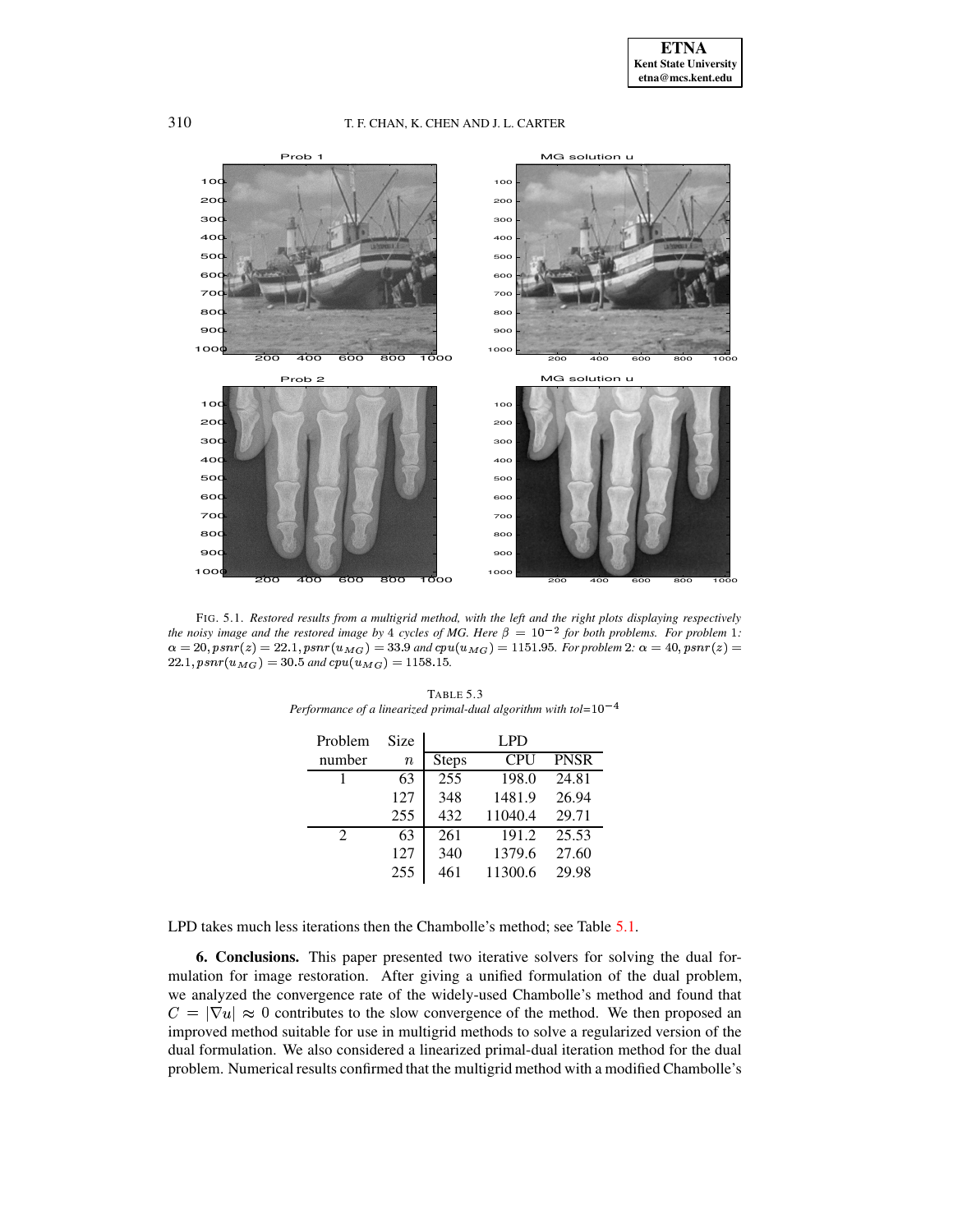FIG. 5.1. *Restored results from a multigrid method, with the left and the right plots displaying respectively the noisy image and the restored image by 4 cycles of MG. Here $\beta = 10^{-2}$ for both problems. For problem 1: $\alpha = 20, psnr(z) = 22.1, psnr(u_{MG}) = 33.9$ and $cpu(u_{MG}) = 1151.95$. For problem 2: $\alpha = 40, psnr(z) = 22.1, psnr(u_{MG}) = 30.5$ and $cpu(u_{MG}) = 1158.15$.*

TABLE 5.3
*Performance of a linearized primal-dual algorithm with tol=$10^{-4}$*

| Problem | Size | LPD | | |
|---|---|---|---|---|
| number | $n$ | Steps | CPU | PNSR |
| 1 | 63 | 255 | 198.0 | 24.81 |
| | 127 | 348 | 1481.9 | 26.94 |
| | 255 | 432 | 11040.4 | 29.71 |
| 2 | 63 | 261 | 191.2 | 25.53 |
| | 127 | 340 | 1379.6 | 27.60 |
| | 255 | 461 | 11300.6 | 29.98 |

LPD takes much less iterations then the Chambolle's method; see Table 5.1.

**6. Conclusions.** This paper presented two iterative solvers for solving the dual formulation for image restoration. After giving a unified formulation of the dual problem, we analyzed the convergence rate of the widely-used Chambolle's method and found that $C = |\nabla u| \approx 0$ contributes to the slow convergence of the method. We then proposed an improved method suitable for use in multigrid methods to solve a regularized version of the dual formulation. We also considered a linearized primal-dual iteration method for the dual problem. Numerical results confirmed that the multigrid method with a modified Chambolle's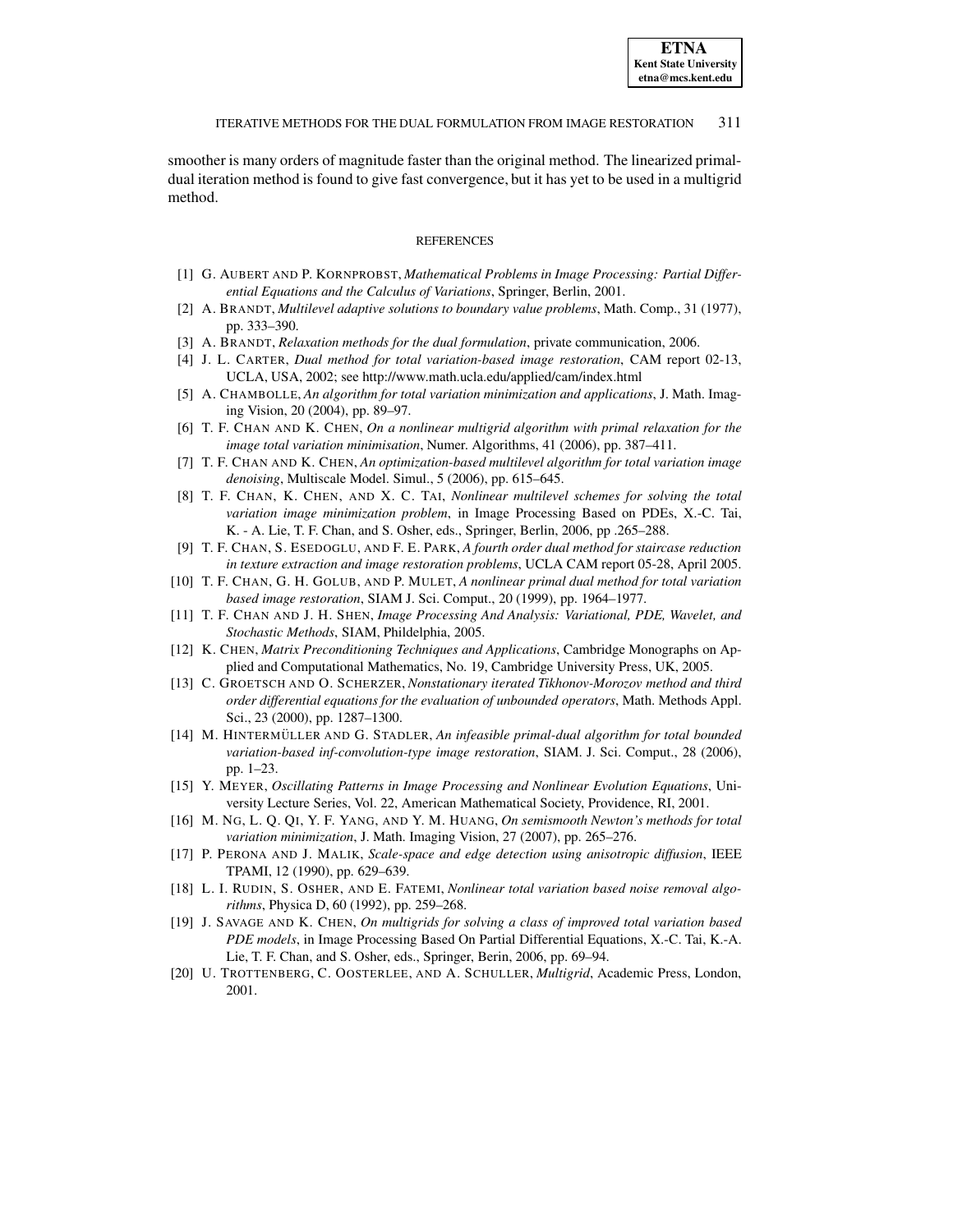smoother is many orders of magnitude faster than the original method. The linearized primal-dual iteration method is found to give fast convergence, but it has yet to be used in a multigrid method.

## REFERENCES

[1] G. AUBERT AND P. KORNPROBST, *Mathematical Problems in Image Processing: Partial Differential Equations and the Calculus of Variations*, Springer, Berlin, 2001.

[2] A. BRANDT, *Multilevel adaptive solutions to boundary value problems*, Math. Comp., 31 (1977), pp. 333–390.

[3] A. BRANDT, *Relaxation methods for the dual formulation*, private communication, 2006.

[4] J. L. CARTER, *Dual method for total variation-based image restoration*, CAM report 02-13, UCLA, USA, 2002; see http://www.math.ucla.edu/applied/cam/index.html

[5] A. CHAMBOLLE, *An algorithm for total variation minimization and applications*, J. Math. Imaging Vision, 20 (2004), pp. 89–97.

[6] T. F. CHAN AND K. CHEN, *On a nonlinear multigrid algorithm with primal relaxation for the image total variation minimisation*, Numer. Algorithms, 41 (2006), pp. 387–411.

[7] T. F. CHAN AND K. CHEN, *An optimization-based multilevel algorithm for total variation image denoising*, Multiscale Model. Simul., 5 (2006), pp. 615–645.

[8] T. F. CHAN, K. CHEN, AND X. C. TAI, *Nonlinear multilevel schemes for solving the total variation image minimization problem*, in Image Processing Based on PDEs, X.-C. Tai, K. - A. Lie, T. F. Chan, and S. Osher, eds., Springer, Berlin, 2006, pp .265–288.

[9] T. F. CHAN, S. ESEDOGLU, AND F. E. PARK, *A fourth order dual method for staircase reduction in texture extraction and image restoration problems*, UCLA CAM report 05-28, April 2005.

[10] T. F. CHAN, G. H. GOLUB, AND P. MULET, *A nonlinear primal dual method for total variation based image restoration*, SIAM J. Sci. Comput., 20 (1999), pp. 1964–1977.

[11] T. F. CHAN AND J. H. SHEN, *Image Processing And Analysis: Variational, PDE, Wavelet, and Stochastic Methods*, SIAM, Phildelphia, 2005.

[12] K. CHEN, *Matrix Preconditioning Techniques and Applications*, Cambridge Monographs on Applied and Computational Mathematics, No. 19, Cambridge University Press, UK, 2005.

[13] C. GROETSCH AND O. SCHERZER, *Nonstationary iterated Tikhonov-Morozov method and third order differential equations for the evaluation of unbounded operators*, Math. Methods Appl. Sci., 23 (2000), pp. 1287–1300.

[14] M. HINTERMÜLLER AND G. STADLER, *An infeasible primal-dual algorithm for total bounded variation-based inf-convolution-type image restoration*, SIAM. J. Sci. Comput., 28 (2006), pp. 1–23.

[15] Y. MEYER, *Oscillating Patterns in Image Processing and Nonlinear Evolution Equations*, University Lecture Series, Vol. 22, American Mathematical Society, Providence, RI, 2001.

[16] M. NG, L. Q. QI, Y. F. YANG, AND Y. M. HUANG, *On semismooth Newton's methods for total variation minimization*, J. Math. Imaging Vision, 27 (2007), pp. 265–276.

[17] P. PERONA AND J. MALIK, *Scale-space and edge detection using anisotropic diffusion*, IEEE TPAMI, 12 (1990), pp. 629–639.

[18] L. I. RUDIN, S. OSHER, AND E. FATEMI, *Nonlinear total variation based noise removal algorithms*, Physica D, 60 (1992), pp. 259–268.

[19] J. SAVAGE AND K. CHEN, *On multigrids for solving a class of improved total variation based PDE models*, in Image Processing Based On Partial Differential Equations, X.-C. Tai, K.-A. Lie, T. F. Chan, and S. Osher, eds., Springer, Berin, 2006, pp. 69–94.

[20] U. TROTTENBERG, C. OOSTERLEE, AND A. SCHULLER, *Multigrid*, Academic Press, London, 2001.